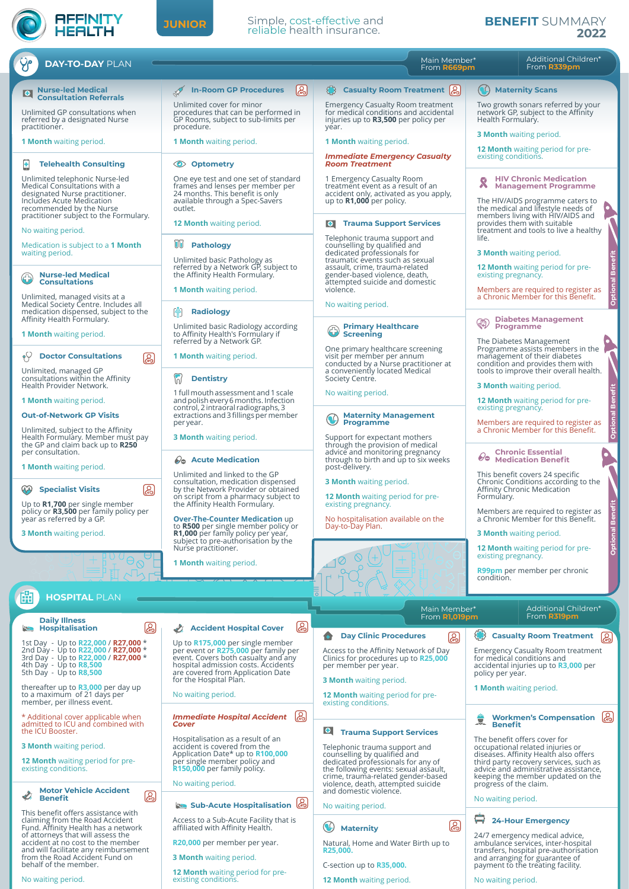# AFFINITY HEALTH JUNIOR

Simple, cost-effective and reliable health insurance.

**BENEFIT SUMMARY 2022**

## DAY-TO-DAY PLAN

Main Member* From **R669pm** | Additional Children* From **R339pm**

### Nurse-led Medical Consultation Referrals

Unlimited GP consultations when referred by a designated Nurse practitioner.

**1 Month** waiting period.

### Telehealth Consulting

Unlimited telephonic Nurse-led Medical Consultations with a designated Nurse practitioner. Includes Acute Medication recommended by the Nurse practitioner subject to the Formulary.

No waiting period.

Medication is subject to a **1 Month** waiting period.

### Nurse-led Medical Consultations

Unlimited, managed visits at a Medical Society Centre. Includes all medication dispensed, subject to the Affinity Health Formulary.

**1 Month** waiting period.

### Doctor Consultations

Unlimited, managed GP consultations within the Affinity Health Provider Network.

**1 Month** waiting period.

**Out-of-Network GP Visits**

Unlimited, subject to the Affinity Health Formulary. Member must pay the GP and claim back up to **R250** per consultation.

**1 Month** waiting period.

### Specialist Visits

Up to **R1,700** per single member policy or **R3,500** per family policy per year as referred by a GP.

**3 Month** waiting period.

### In-Room GP Procedures

Unlimited cover for minor procedures that can be performed in GP Rooms, subject to sub-limits per procedure.

**1 Month** waiting period.

### Optometry

One eye test and one set of standard frames and lenses per member per 24 months. This benefit is only available through a Spec-Savers outlet.

**12 Month** waiting period.

### Pathology

Unlimited basic Pathology as referred by a Network GP, subject to the Affinity Health Formulary.

**1 Month** waiting period.

### Radiology

Unlimited basic Radiology according to Affinity Health's Formulary if referred by a Network GP.

**1 Month** waiting period.

### Dentistry

1 full mouth assessment and 1 scale and polish every 6 months. Infection control, 2 intraoral radiographs, 3 extractions and 3 fillings per member per year.

**3 Month** waiting period.

### Acute Medication

Unlimited and linked to the GP consultation, medication dispensed by the Network Provider or obtained on script from a pharmacy subject to the Affinity Health Formulary.

**Over-The-Counter Medication** up to **R500** per single member policy or **R1,000** per family policy per year, subject to pre-authorisation by the Nurse practitioner.

**1 Month** waiting period.

### Casualty Room Treatment

Emergency Casualty Room treatment for medical conditions and accidental injuries up to **R3,500** per policy per year.

**1 Month** waiting period.

***Immediate Emergency Casualty Room Treatment***

1 Emergency Casualty Room treatment event as a result of an accident only, activated as you apply, up to **R1,000** per policy.

### Trauma Support Services

Telephonic trauma support and counselling by qualified and dedicated professionals for traumatic events such as sexual assault, crime, trauma-related gender-based violence, death, attempted suicide and domestic violence.

No waiting period.

### Primary Healthcare Screening

One primary healthcare screening visit per member per annum conducted by a Nurse practitioner at a conveniently located Medical Society Centre.

No waiting period.

### Maternity Management Programme

Support for expectant mothers through the provision of medical advice and monitoring pregnancy through to birth and up to six weeks post-delivery.

**3 Month** waiting period.

**12 Month** waiting period for pre-existing pregnancy.

No hospitalisation available on the Day-to-Day Plan.

### Maternity Scans

Two growth sonars referred by your network GP, subject to the Affinity Health Formulary.

**3 Month** waiting period.

**12 Month** waiting period for pre-existing conditions.

### HIV Chronic Medication Management Programme

*Optional Benefit*

The HIV/AIDS programme caters to the medical and lifestyle needs of members living with HIV/AIDS and provides them with suitable treatment and tools to live a healthy life.

**3 Month** waiting period.

**12 Month** waiting period for pre-existing pregnancy.

Members are required to register as a Chronic Member for this Benefit.

### Diabetes Management Programme

*Optional Benefit*

The Diabetes Management Programme assists members in the management of their diabetes condition and provides them with tools to improve their overall health.

**3 Month** waiting period.

**12 Month** waiting period for pre-existing pregnancy.

Members are required to register as a Chronic Member for this Benefit.

### Chronic Essential Medication Benefit

*Optional Benefit*

This benefit covers 24 specific Chronic Conditions according to the Affinity Chronic Medication Formulary.

Members are required to register as a Chronic Member for this Benefit.

**3 Month** waiting period.

**12 Month** waiting period for pre-existing pregnancy.

**R99pm** per member per chronic condition.

## HOSPITAL PLAN

Main Member* From **R1,019pm** | Additional Children* From **R319pm**

### Daily Illness Hospitalisation

1st Day - Up to **R22,000** / **R27,000** *
2nd Day - Up to **R22,000** / **R27,000** *
3rd Day - Up to **R22,000** / **R27,000** *
4th Day - Up to **R8,500**
5th Day - Up to **R8,500**

thereafter up to **R3,000** per day up to a maximum of 21 days per member, per illness event.

* Additional cover applicable when admitted to ICU and combined with the ICU Booster.

**3 Month** waiting period.

**12 Month** waiting period for pre-existing conditions.

### Motor Vehicle Accident Benefit

This benefit offers assistance with claiming from the Road Accident Fund. Affinity Health has a network of attorneys that will assess the accident at no cost to the member and will facilitate any reimbursement from the Road Accident Fund on behalf of the member.

No waiting period.

### Accident Hospital Cover

Up to **R175,000** per single member per event or **R275,000** per family per event. Covers both casualty and any hospital admission costs. Accidents are covered from Application Date for the Hospital Plan.

No waiting period.

***Immediate Hospital Accident Cover***

Hospitalisation as a result of an accident is covered from the Application Date* up to **R100,000** per single member policy and **R150,000** per family policy.

No waiting period.

### Sub-Acute Hospitalisation

Access to a Sub-Acute Facility that is affiliated with Affinity Health.

**R20,000** per member per year.

**3 Month** waiting period.

**12 Month** waiting period for pre-existing conditions.

### Day Clinic Procedures

Access to the Affinity Network of Day Clinics for procedures up to **R25,000** per member per year.

**3 Month** waiting period.

**12 Month** waiting period for pre-existing conditions.

### Trauma Support Services

Telephonic trauma support and counselling by qualified and dedicated professionals for any of the following events: sexual assault, crime, trauma-related gender-based violence, death, attempted suicide and domestic violence.

No waiting period.

### Maternity

Natural, Home and Water Birth up to **R25,000**.

C-section up to **R35,000**.

**12 Month** waiting period.

### Casualty Room Treatment

Emergency Casualty Room treatment for medical conditions and accidental injuries up to **R3,000** per policy per year.

**1 Month** waiting period.

### Workmen's Compensation Benefit

The benefit offers cover for occupational related injuries or diseases. Affinity Health also offers third party recovery services, such as advice and administrative assistance, keeping the member updated on the progress of the claim.

No waiting period.

### 24-Hour Emergency

24/7 emergency medical advice, ambulance services, inter-hospital transfers, hospital pre-authorisation and arranging for guarantee of payment to the treating facility.

No waiting period.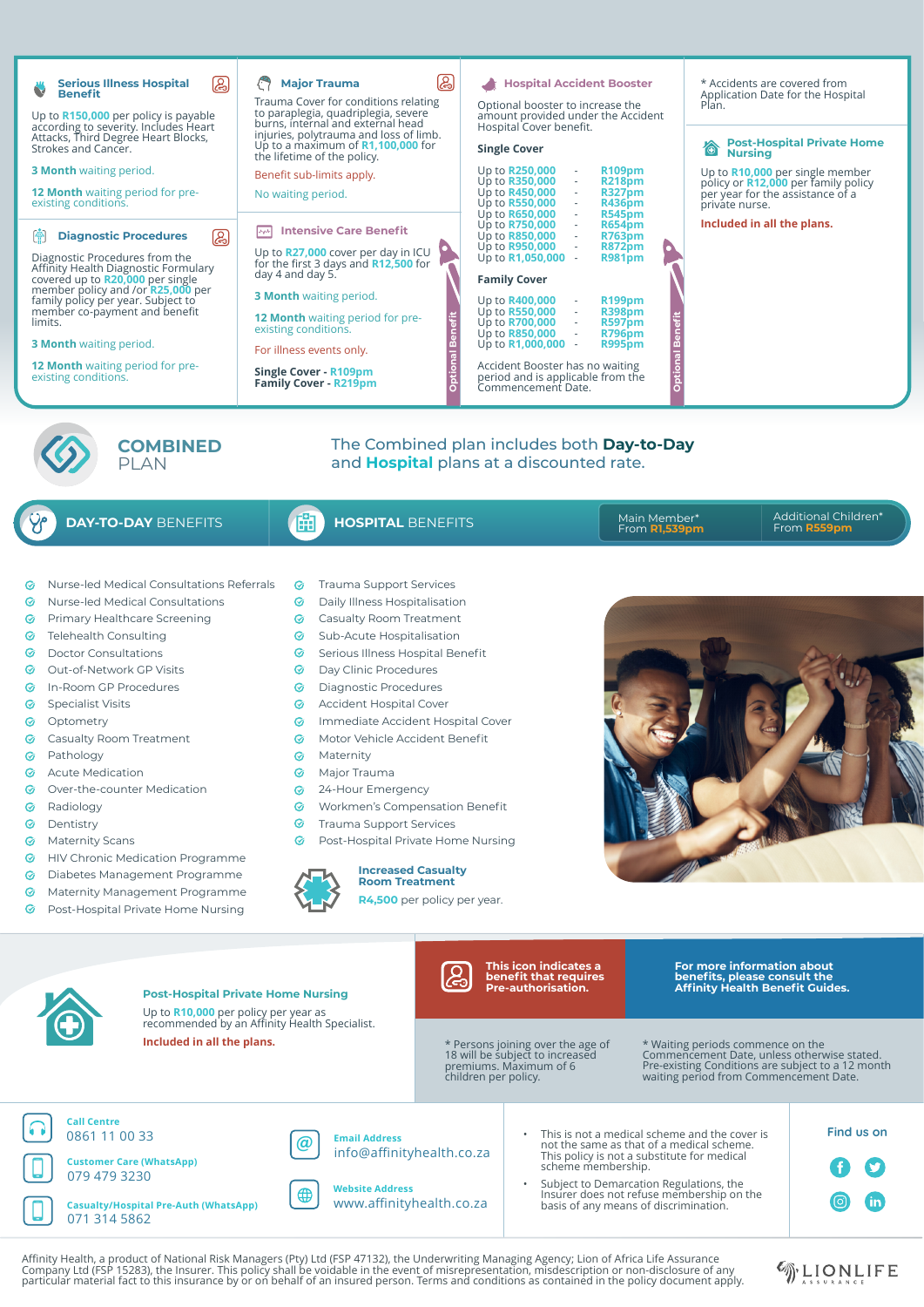### Serious Illness Hospital Benefit

Up to **R150,000** per policy is payable according to severity. Includes Heart Attacks, Third Degree Heart Blocks, Strokes and Cancer.

**3 Month** waiting period.

**12 Month** waiting period for pre-existing conditions.

### Diagnostic Procedures

Diagnostic Procedures from the Affinity Health Diagnostic Formulary covered up to **R20,000** per single member policy and /or **R25,000** per family policy per year. Subject to member co-payment and benefit limits.

**3 Month** waiting period.

**12 Month** waiting period for pre-existing conditions.

### Major Trauma

Trauma Cover for conditions relating to paraplegia, quadriplegia, severe burns, internal and external head injuries, polytrauma and loss of limb. Up to a maximum of **R1,100,000** for the lifetime of the policy.

Benefit sub-limits apply.

No waiting period.

### Intensive Care Benefit

Up to **R27,000** cover per day in ICU for the first 3 days and **R12,500** for day 4 and day 5.

**3 Month** waiting period.

**12 Month** waiting period for pre-existing conditions.

For illness events only.

**Single Cover - R109pm**
**Family Cover - R219pm**

Optional Benefit

### Hospital Accident Booster

Optional booster to increase the amount provided under the Accident Hospital Cover benefit.

**Single Cover**

| | |
|---|---|
| Up to R250,000 | R109pm |
| Up to R350,000 | R218pm |
| Up to R450,000 | R327pm |
| Up to R550,000 | R436pm |
| Up to R650,000 | R545pm |
| Up to R750,000 | R654pm |
| Up to R850,000 | R763pm |
| Up to R950,000 | R872pm |
| Up to R1,050,000 | R981pm |

**Family Cover**

| | |
|---|---|
| Up to R400,000 | R199pm |
| Up to R550,000 | R398pm |
| Up to R700,000 | R597pm |
| Up to R850,000 | R796pm |
| Up to R1,000,000 | R995pm |

Accident Booster has no waiting period and is applicable from the Commencement Date.

Optional Benefit

* Accidents are covered from Application Date for the Hospital Plan.

### Post-Hospital Private Home Nursing

Up to **R10,000** per single member policy or **R12,000** per family policy per year for the assistance of a private nurse.

**Included in all the plans.**

## COMBINED PLAN

The Combined plan includes both **Day-to-Day** and **Hospital** plans at a discounted rate.

Main Member* From **R1,539pm**

Additional Children* From **R559pm**

### DAY-TO-DAY BENEFITS

- Nurse-led Medical Consultations Referrals
- Nurse-led Medical Consultations
- Primary Healthcare Screening
- Telehealth Consulting
- Doctor Consultations
- Out-of-Network GP Visits
- In-Room GP Procedures
- Specialist Visits
- Optometry
- Casualty Room Treatment
- Pathology
- Acute Medication
- Over-the-counter Medication
- Radiology
- Dentistry
- Maternity Scans
- HIV Chronic Medication Programme
- Diabetes Management Programme
- Maternity Management Programme
- Post-Hospital Private Home Nursing

### HOSPITAL BENEFITS

- Trauma Support Services
- Daily Illness Hospitalisation
- Casualty Room Treatment
- Sub-Acute Hospitalisation
- Serious Illness Hospital Benefit
- Day Clinic Procedures
- Diagnostic Procedures
- Accident Hospital Cover
- Immediate Accident Hospital Cover
- Motor Vehicle Accident Benefit
- Maternity
- Major Trauma
- 24-Hour Emergency
- Workmen's Compensation Benefit
- Trauma Support Services
- Post-Hospital Private Home Nursing

**Increased Casualty Room Treatment**
**R4,500** per policy per year.

### Post-Hospital Private Home Nursing

Up to **R10,000** per policy per year as recommended by an Affinity Health Specialist.

**Included in all the plans.**

**This icon indicates a benefit that requires Pre-authorisation.**

**For more information about benefits, please consult the Affinity Health Benefit Guides.**

* Persons joining over the age of 18 will be subject to increased premiums. Maximum of 6 children per policy.

* Waiting periods commence on the Commencement Date, unless otherwise stated. Pre-existing Conditions are subject to a 12 month waiting period from Commencement Date.

**Call Centre**
0861 11 00 33

**Customer Care (WhatsApp)**
079 479 3230

**Casualty/Hospital Pre-Auth (WhatsApp)**
071 314 5862

**Email Address**
info@affinityhealth.co.za

**Website Address**
www.affinityhealth.co.za

- This is not a medical scheme and the cover is not the same as that of a medical scheme. This policy is not a substitute for medical scheme membership.
- Subject to Demarcation Regulations, the Insurer does not refuse membership on the basis of any means of discrimination.

**Find us on**

Affinity Health, a product of National Risk Managers (Pty) Ltd (FSP 47132), the Underwriting Managing Agency; Lion of Africa Life Assurance Company Ltd (FSP 15283), the Insurer. This policy shall be voidable in the event of misrepresentation, misdescription or non-disclosure of any particular material fact to this insurance by or on behalf of an insured person. Terms and conditions as contained in the policy document apply.

LIONLIFE ASSURANCE